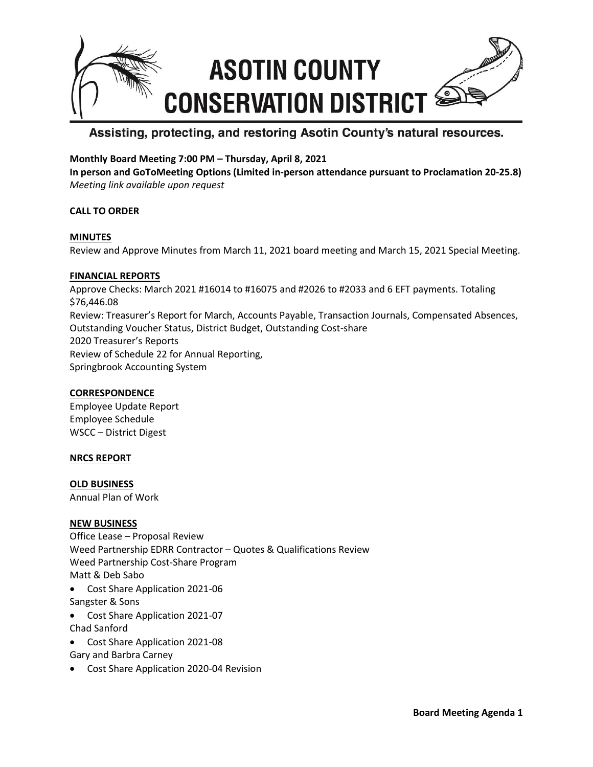# ASOTIN COUNTY CONSERVATION DISTRICT

## Assisting, protecting, and restoring Asotin County's natural resources.

**Monthly Board Meeting 7:00 PM – Thursday, April 8, 2021**
**In person and GoToMeeting Options (Limited in-person attendance pursuant to Proclamation 20-25.8)**
*Meeting link available upon request*

**CALL TO ORDER**

**MINUTES**

Review and Approve Minutes from March 11, 2021 board meeting and March 15, 2021 Special Meeting.

**FINANCIAL REPORTS**

Approve Checks: March 2021 #16014 to #16075 and #2026 to #2033 and 6 EFT payments. Totaling $76,446.08
Review: Treasurer's Report for March, Accounts Payable, Transaction Journals, Compensated Absences, Outstanding Voucher Status, District Budget, Outstanding Cost-share
2020 Treasurer's Reports
Review of Schedule 22 for Annual Reporting,
Springbrook Accounting System

**CORRESPONDENCE**

Employee Update Report
Employee Schedule
WSCC – District Digest

**NRCS REPORT**

**OLD BUSINESS**

Annual Plan of Work

**NEW BUSINESS**

Office Lease – Proposal Review
Weed Partnership EDRR Contractor – Quotes & Qualifications Review
Weed Partnership Cost-Share Program
Matt & Deb Sabo

- Cost Share Application 2021-06

Sangster & Sons

- Cost Share Application 2021-07

Chad Sanford

- Cost Share Application 2021-08

Gary and Barbra Carney

- Cost Share Application 2020-04 Revision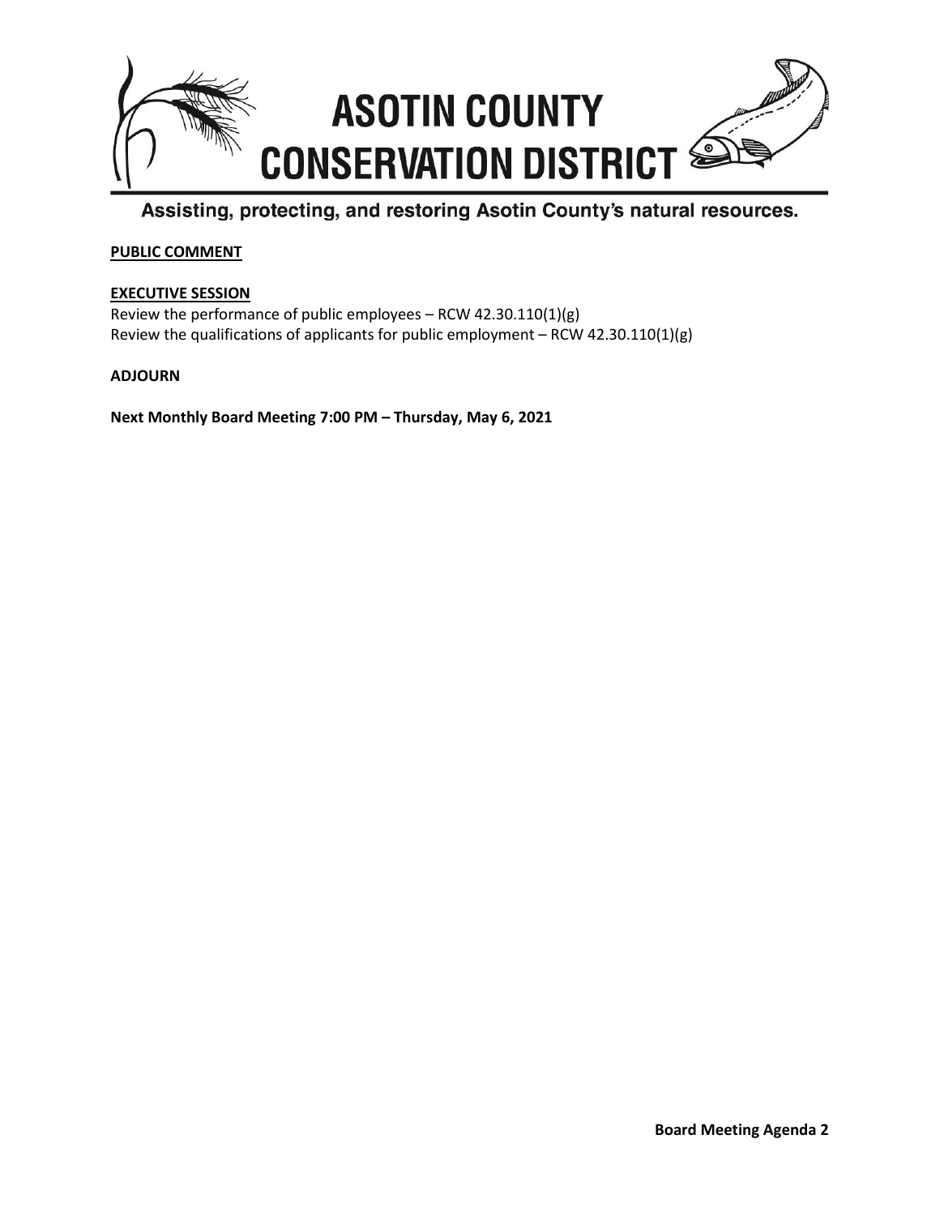# ASOTIN COUNTY CONSERVATION DISTRICT

**Assisting, protecting, and restoring Asotin County's natural resources.**

**PUBLIC COMMENT**

**EXECUTIVE SESSION**

Review the performance of public employees – RCW 42.30.110(1)(g)
Review the qualifications of applicants for public employment – RCW 42.30.110(1)(g)

**ADJOURN**

**Next Monthly Board Meeting 7:00 PM – Thursday, May 6, 2021**